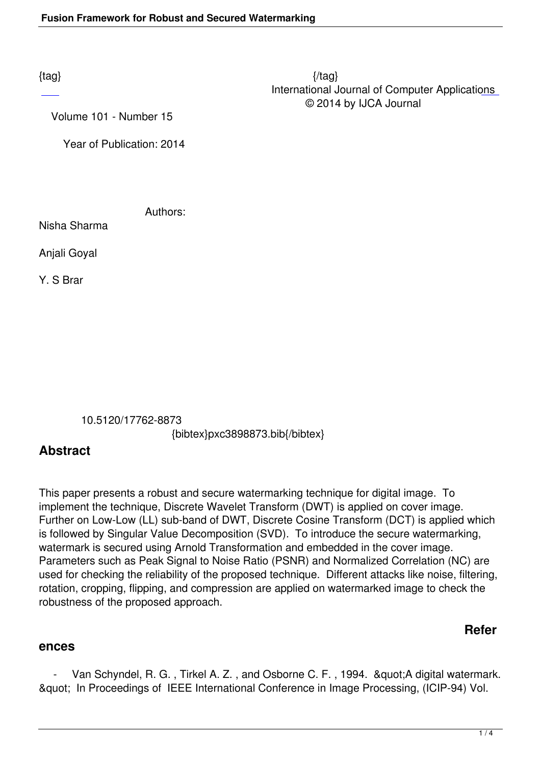{tag} {/tag}

International Journal of Computer Applications
© 2014 by IJCA Journal

Volume 101 - Number 15

Year of Publication: 2014

Authors:

Nisha Sharma

Anjali Goyal

Y. S Brar

10.5120/17762-8873

{bibtex}pxc3898873.bib{/bibtex}

## Abstract

This paper presents a robust and secure watermarking technique for digital image. To implement the technique, Discrete Wavelet Transform (DWT) is applied on cover image. Further on Low-Low (LL) sub-band of DWT, Discrete Cosine Transform (DCT) is applied which is followed by Singular Value Decomposition (SVD). To introduce the secure watermarking, watermark is secured using Arnold Transformation and embedded in the cover image. Parameters such as Peak Signal to Noise Ratio (PSNR) and Normalized Correlation (NC) are used for checking the reliability of the proposed technique. Different attacks like noise, filtering, rotation, cropping, flipping, and compression are applied on watermarked image to check the robustness of the proposed approach.

## References

- Van Schyndel, R. G. , Tirkel A. Z. , and Osborne C. F. , 1994. &quot;A digital watermark. &quot; In Proceedings of IEEE International Conference in Image Processing, (ICIP-94) Vol.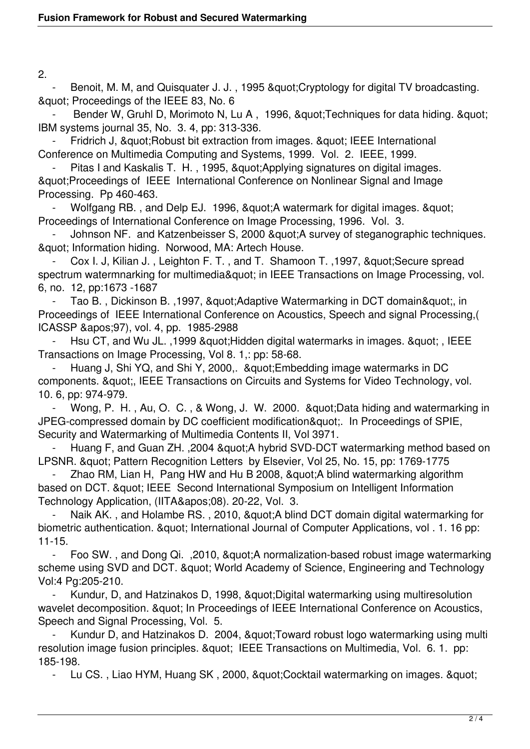2.

- Benoit, M. M, and Quisquater J. J. , 1995 &quot;Cryptology for digital TV broadcasting. &quot; Proceedings of the IEEE 83, No. 6
- Bender W, Gruhl D, Morimoto N, Lu A , 1996, &quot;Techniques for data hiding. &quot; IBM systems journal 35, No. 3. 4, pp: 313-336.
- Fridrich J, &quot;Robust bit extraction from images. &quot; IEEE International Conference on Multimedia Computing and Systems, 1999. Vol. 2. IEEE, 1999.
- Pitas I and Kaskalis T. H. , 1995, &quot;Applying signatures on digital images. &quot;Proceedings of IEEE International Conference on Nonlinear Signal and Image Processing. Pp 460-463.
- Wolfgang RB. , and Delp EJ. 1996, &quot;A watermark for digital images. &quot; Proceedings of International Conference on Image Processing, 1996. Vol. 3.
- Johnson NF. and Katzenbeisser S, 2000 &quot;A survey of steganographic techniques. &quot; Information hiding. Norwood, MA: Artech House.
- Cox I. J, Kilian J. , Leighton F. T. , and T. Shamoon T. ,1997, &quot;Secure spread spectrum watermnarking for multimedia&quot; in IEEE Transactions on Image Processing, vol. 6, no. 12, pp:1673 -1687
- Tao B. , Dickinson B. ,1997, &quot;Adaptive Watermarking in DCT domain&quot;, in Proceedings of IEEE International Conference on Acoustics, Speech and signal Processing,( ICASSP &apos;97), vol. 4, pp. 1985-2988
- Hsu CT, and Wu JL. ,1999 &quot;Hidden digital watermarks in images. &quot; , IEEE Transactions on Image Processing, Vol 8. 1,: pp: 58-68.
- Huang J, Shi YQ, and Shi Y, 2000,. &quot;Embedding image watermarks in DC components. &quot;, IEEE Transactions on Circuits and Systems for Video Technology, vol. 10. 6, pp: 974-979.
- Wong, P. H. , Au, O. C. , & Wong, J. W. 2000. &quot;Data hiding and watermarking in JPEG-compressed domain by DC coefficient modification&quot;. In Proceedings of SPIE, Security and Watermarking of Multimedia Contents II, Vol 3971.
- Huang F, and Guan ZH. ,2004 &quot;A hybrid SVD-DCT watermarking method based on LPSNR. &quot; Pattern Recognition Letters by Elsevier, Vol 25, No. 15, pp: 1769-1775
- Zhao RM, Lian H, Pang HW and Hu B 2008, &quot;A blind watermarking algorithm based on DCT. &quot; IEEE Second International Symposium on Intelligent Information Technology Application, (IITA&apos;08). 20-22, Vol. 3.
- Naik AK. , and Holambe RS. , 2010, &quot;A blind DCT domain digital watermarking for biometric authentication. &quot; International Journal of Computer Applications, vol . 1. 16 pp: 11-15.
- Foo SW. , and Dong Qi. ,2010, &quot;A normalization-based robust image watermarking scheme using SVD and DCT. &quot; World Academy of Science, Engineering and Technology Vol:4 Pg:205-210.
- Kundur, D, and Hatzinakos D, 1998, &quot;Digital watermarking using multiresolution wavelet decomposition. &quot; In Proceedings of IEEE International Conference on Acoustics, Speech and Signal Processing, Vol. 5.
- Kundur D, and Hatzinakos D. 2004, &quot;Toward robust logo watermarking using multi resolution image fusion principles. &quot; IEEE Transactions on Multimedia, Vol. 6. 1. pp: 185-198.
- Lu CS. , Liao HYM, Huang SK , 2000, &quot;Cocktail watermarking on images. &quot;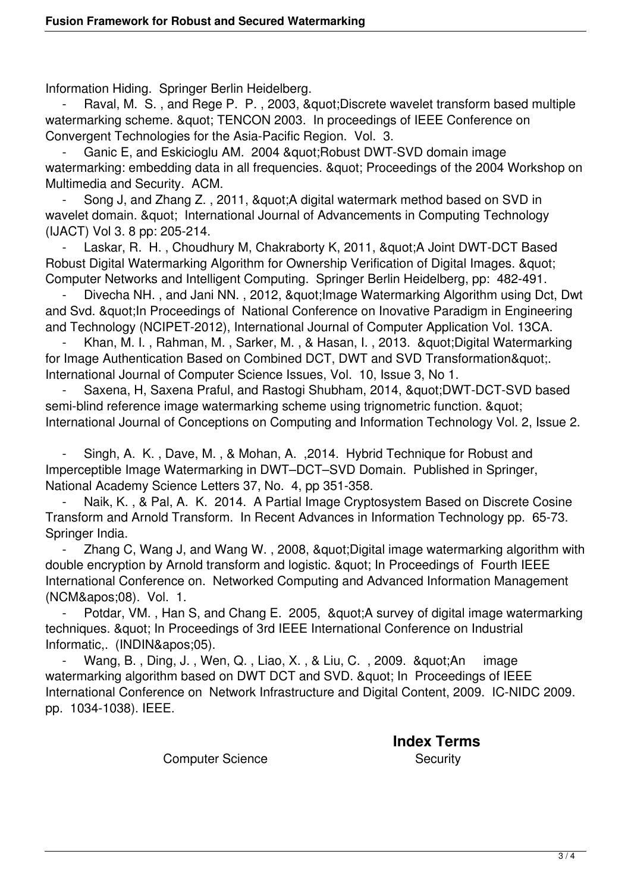Information Hiding. Springer Berlin Heidelberg.

- Raval, M. S. , and Rege P. P. , 2003, &quot;Discrete wavelet transform based multiple watermarking scheme. &quot; TENCON 2003. In proceedings of IEEE Conference on Convergent Technologies for the Asia-Pacific Region. Vol. 3.
- Ganic E, and Eskicioglu AM. 2004 &quot;Robust DWT-SVD domain image watermarking: embedding data in all frequencies. &quot; Proceedings of the 2004 Workshop on Multimedia and Security. ACM.
- Song J, and Zhang Z. , 2011, &quot;A digital watermark method based on SVD in wavelet domain. &quot; International Journal of Advancements in Computing Technology (IJACT) Vol 3. 8 pp: 205-214.
- Laskar, R. H. , Choudhury M, Chakraborty K, 2011, &quot;A Joint DWT-DCT Based Robust Digital Watermarking Algorithm for Ownership Verification of Digital Images. &quot; Computer Networks and Intelligent Computing. Springer Berlin Heidelberg, pp: 482-491.
- Divecha NH. , and Jani NN. , 2012, &quot;Image Watermarking Algorithm using Dct, Dwt and Svd. &quot;In Proceedings of National Conference on Inovative Paradigm in Engineering and Technology (NCIPET-2012), International Journal of Computer Application Vol. 13CA.
- Khan, M. I. , Rahman, M. , Sarker, M. , & Hasan, I. , 2013. &quot;Digital Watermarking for Image Authentication Based on Combined DCT, DWT and SVD Transformation&quot;. International Journal of Computer Science Issues, Vol. 10, Issue 3, No 1.
- Saxena, H, Saxena Praful, and Rastogi Shubham, 2014, &quot;DWT-DCT-SVD based semi-blind reference image watermarking scheme using trignometric function. &quot; International Journal of Conceptions on Computing and Information Technology Vol. 2, Issue 2.
- Singh, A. K. , Dave, M. , & Mohan, A. ,2014. Hybrid Technique for Robust and Imperceptible Image Watermarking in DWT–DCT–SVD Domain. Published in Springer, National Academy Science Letters 37, No. 4, pp 351-358.
- Naik, K. , & Pal, A. K. 2014. A Partial Image Cryptosystem Based on Discrete Cosine Transform and Arnold Transform. In Recent Advances in Information Technology pp. 65-73. Springer India.
- Zhang C, Wang J, and Wang W. , 2008, &quot;Digital image watermarking algorithm with double encryption by Arnold transform and logistic. &quot; In Proceedings of Fourth IEEE International Conference on. Networked Computing and Advanced Information Management (NCM&apos;08). Vol. 1.
- Potdar, VM. , Han S, and Chang E. 2005, &quot;A survey of digital image watermarking techniques. &quot; In Proceedings of 3rd IEEE International Conference on Industrial Informatic,. (INDIN&apos;05).
- Wang, B. , Ding, J. , Wen, Q. , Liao, X. , & Liu, C. , 2009. &quot;An image watermarking algorithm based on DWT DCT and SVD. &quot; In Proceedings of IEEE International Conference on Network Infrastructure and Digital Content, 2009. IC-NIDC 2009. pp. 1034-1038). IEEE.

## Index Terms

Computer Science Security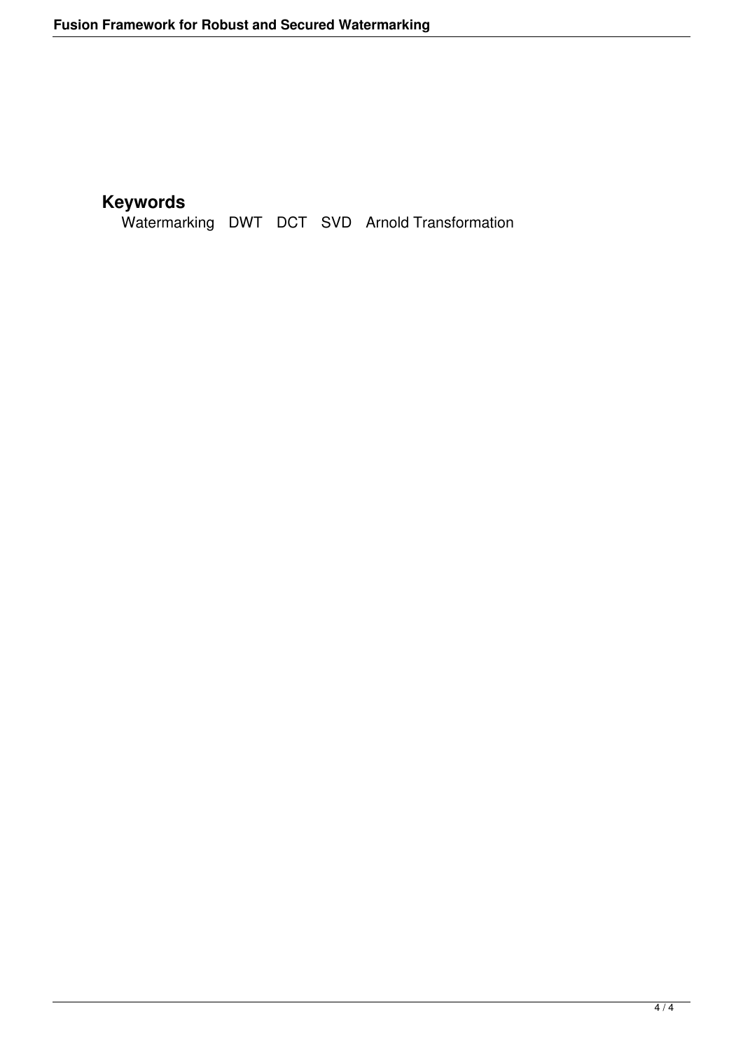## Keywords

Watermarking DWT DCT SVD Arnold Transformation